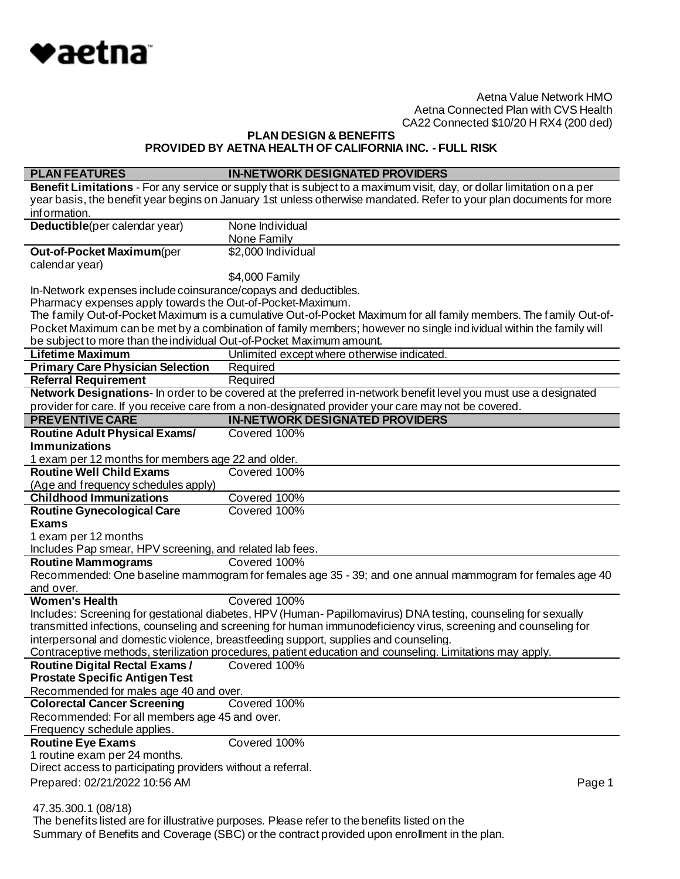♥aetna

Aetna Value Network HMO
Aetna Connected Plan with CVS Health
CA22 Connected $10/20 H RX4 (200 ded)

**PLAN DESIGN & BENEFITS**
**PROVIDED BY AETNA HEALTH OF CALIFORNIA INC. - FULL RISK**

| PLAN FEATURES | IN-NETWORK DESIGNATED PROVIDERS |
|---|---|
| **Benefit Limitations** - For any service or supply that is subject to a maximum visit, day, or dollar limitation on a per year basis, the benefit year begins on January 1st unless otherwise mandated. Refer to your plan documents for more information. | |
| **Deductible** (per calendar year) | None Individual<br>None Family |
| **Out-of-Pocket Maximum** (per calendar year) | $2,000 Individual<br>$4,000 Family |
| In-Network expenses include coinsurance/copays and deductibles.<br>Pharmacy expenses apply towards the Out-of-Pocket-Maximum.<br>The family Out-of-Pocket Maximum is a cumulative Out-of-Pocket Maximum for all family members. The family Out-of-Pocket Maximum can be met by a combination of family members; however no single individual within the family will be subject to more than the individual Out-of-Pocket Maximum amount. | |
| **Lifetime Maximum** | Unlimited except where otherwise indicated. |
| **Primary Care Physician Selection** | Required |
| **Referral Requirement** | Required |
| **Network Designations** - In order to be covered at the preferred in-network benefit level you must use a designated provider for care. If you receive care from a non-designated provider your care may not be covered. | |

| PREVENTIVE CARE | IN-NETWORK DESIGNATED PROVIDERS |
|---|---|
| **Routine Adult Physical Exams/ Immunizations**<br>1 exam per 12 months for members age 22 and older. | Covered 100% |
| **Routine Well Child Exams**<br>(Age and frequency schedules apply) | Covered 100% |
| **Childhood Immunizations** | Covered 100% |
| **Routine Gynecological Care Exams**<br>1 exam per 12 months<br>Includes Pap smear, HPV screening, and related lab fees. | Covered 100% |
| **Routine Mammograms**<br>Recommended: One baseline mammogram for females age 35 - 39; and one annual mammogram for females age 40 and over. | Covered 100% |
| **Women's Health**<br>Includes: Screening for gestational diabetes, HPV (Human- Papillomavirus) DNA testing, counseling for sexually transmitted infections, counseling and screening for human immunodeficiency virus, screening and counseling for interpersonal and domestic violence, breastfeeding support, supplies and counseling.<br>Contraceptive methods, sterilization procedures, patient education and counseling. Limitations may apply. | Covered 100% |
| **Routine Digital Rectal Exams / Prostate Specific Antigen Test**<br>Recommended for males age 40 and over. | Covered 100% |
| **Colorectal Cancer Screening**<br>Recommended: For all members age 45 and over.<br>Frequency schedule applies. | Covered 100% |
| **Routine Eye Exams**<br>1 routine exam per 24 months.<br>Direct access to participating providers without a referral. | Covered 100% |

Prepared: 02/21/2022 10:56 AM

47.35.300.1 (08/18)
The benefits listed are for illustrative purposes. Please refer to the benefits listed on the Summary of Benefits and Coverage (SBC) or the contract provided upon enrollment in the plan.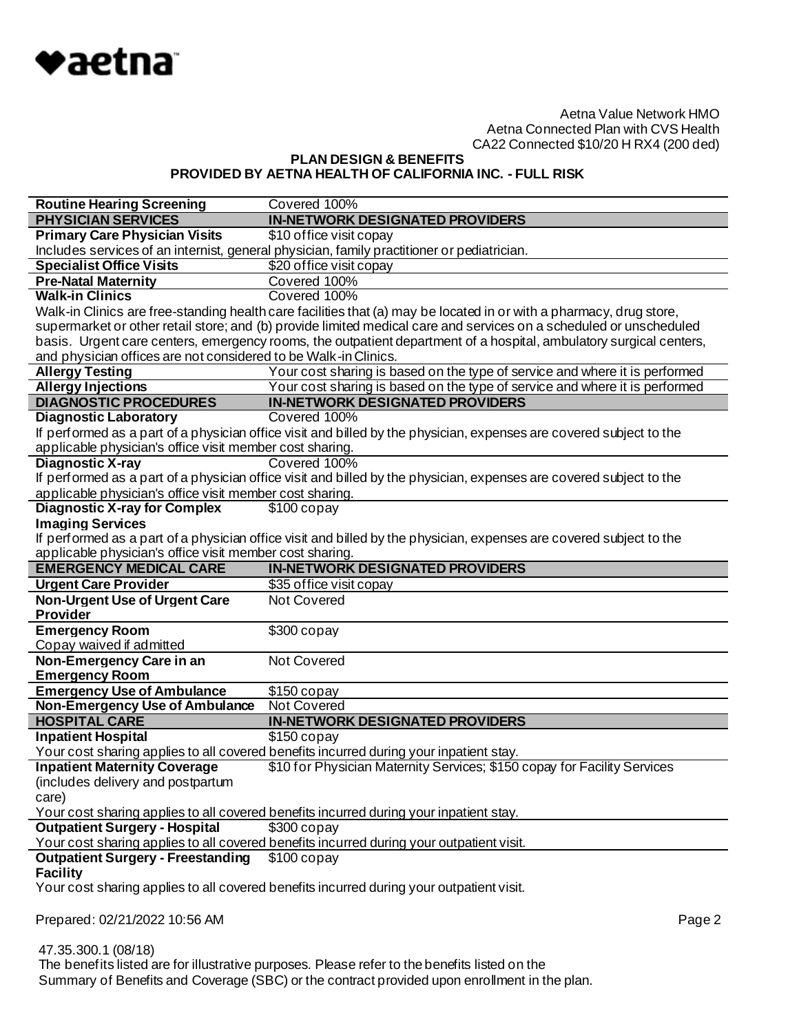Aetna Value Network HMO
Aetna Connected Plan with CVS Health
CA22 Connected $10/20 H RX4 (200 ded)

**PLAN DESIGN & BENEFITS**
**PROVIDED BY AETNA HEALTH OF CALIFORNIA INC. - FULL RISK**

| | |
|---|---|
| **Routine Hearing Screening** | Covered 100% |
| **PHYSICIAN SERVICES** | **IN-NETWORK DESIGNATED PROVIDERS** |
| **Primary Care Physician Visits** | $10 office visit copay |
| Includes services of an internist, general physician, family practitioner or pediatrician. | |
| **Specialist Office Visits** | $20 office visit copay |
| **Pre-Natal Maternity** | Covered 100% |
| **Walk-in Clinics** | Covered 100% |
| Walk-in Clinics are free-standing health care facilities that (a) may be located in or with a pharmacy, drug store, supermarket or other retail store; and (b) provide limited medical care and services on a scheduled or unscheduled basis. Urgent care centers, emergency rooms, the outpatient department of a hospital, ambulatory surgical centers, and physician offices are not considered to be Walk-in Clinics. | |
| **Allergy Testing** | Your cost sharing is based on the type of service and where it is performed |
| **Allergy Injections** | Your cost sharing is based on the type of service and where it is performed |
| **DIAGNOSTIC PROCEDURES** | **IN-NETWORK DESIGNATED PROVIDERS** |
| **Diagnostic Laboratory** | Covered 100% |
| If performed as a part of a physician office visit and billed by the physician, expenses are covered subject to the applicable physician's office visit member cost sharing. | |
| **Diagnostic X-ray** | Covered 100% |
| If performed as a part of a physician office visit and billed by the physician, expenses are covered subject to the applicable physician's office visit member cost sharing. | |
| **Diagnostic X-ray for Complex Imaging Services** | $100 copay |
| If performed as a part of a physician office visit and billed by the physician, expenses are covered subject to the applicable physician's office visit member cost sharing. | |
| **EMERGENCY MEDICAL CARE** | **IN-NETWORK DESIGNATED PROVIDERS** |
| **Urgent Care Provider** | $35 office visit copay |
| **Non-Urgent Use of Urgent Care Provider** | Not Covered |
| **Emergency Room** Copay waived if admitted | $300 copay |
| **Non-Emergency Care in an Emergency Room** | Not Covered |
| **Emergency Use of Ambulance** | $150 copay |
| **Non-Emergency Use of Ambulance** | Not Covered |
| **HOSPITAL CARE** | **IN-NETWORK DESIGNATED PROVIDERS** |
| **Inpatient Hospital** | $150 copay |
| Your cost sharing applies to all covered benefits incurred during your inpatient stay. | |
| **Inpatient Maternity Coverage** (includes delivery and postpartum care) | $10 for Physician Maternity Services; $150 copay for Facility Services |
| Your cost sharing applies to all covered benefits incurred during your inpatient stay. | |
| **Outpatient Surgery - Hospital** | $300 copay |
| Your cost sharing applies to all covered benefits incurred during your outpatient visit. | |
| **Outpatient Surgery - Freestanding Facility** | $100 copay |
| Your cost sharing applies to all covered benefits incurred during your outpatient visit. | |

Prepared: 02/21/2022 10:56 AM

47.35.300.1 (08/18)
The benefits listed are for illustrative purposes. Please refer to the benefits listed on the Summary of Benefits and Coverage (SBC) or the contract provided upon enrollment in the plan.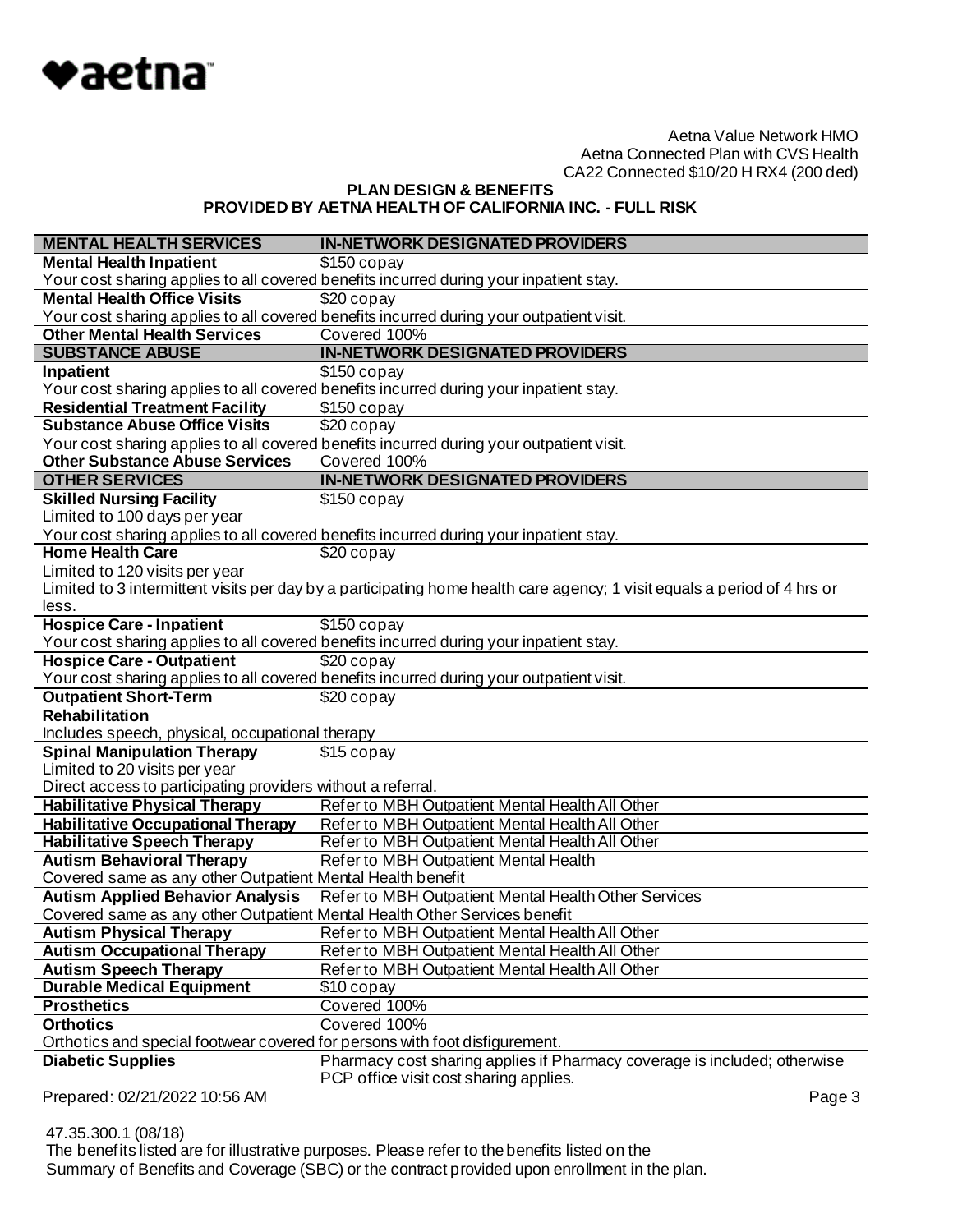Aetna Value Network HMO
Aetna Connected Plan with CVS Health
CA22 Connected $10/20 H RX4 (200 ded)

**PLAN DESIGN & BENEFITS**
**PROVIDED BY AETNA HEALTH OF CALIFORNIA INC. - FULL RISK**

| MENTAL HEALTH SERVICES | IN-NETWORK DESIGNATED PROVIDERS |
|---|---|
| **Mental Health Inpatient** | $150 copay |
| Your cost sharing applies to all covered benefits incurred during your inpatient stay. | |
| **Mental Health Office Visits** | $20 copay |
| Your cost sharing applies to all covered benefits incurred during your outpatient visit. | |
| **Other Mental Health Services** | Covered 100% |
| **SUBSTANCE ABUSE** | **IN-NETWORK DESIGNATED PROVIDERS** |
| **Inpatient** | $150 copay |
| Your cost sharing applies to all covered benefits incurred during your inpatient stay. | |
| **Residential Treatment Facility** | $150 copay |
| **Substance Abuse Office Visits** | $20 copay |
| Your cost sharing applies to all covered benefits incurred during your outpatient visit. | |
| **Other Substance Abuse Services** | Covered 100% |
| **OTHER SERVICES** | **IN-NETWORK DESIGNATED PROVIDERS** |
| **Skilled Nursing Facility**<br>Limited to 100 days per year | $150 copay |
| Your cost sharing applies to all covered benefits incurred during your inpatient stay. | |
| **Home Health Care**<br>Limited to 120 visits per year | $20 copay |
| Limited to 3 intermittent visits per day by a participating home health care agency; 1 visit equals a period of 4 hrs or less. | |
| **Hospice Care - Inpatient** | $150 copay |
| Your cost sharing applies to all covered benefits incurred during your inpatient stay. | |
| **Hospice Care - Outpatient** | $20 copay |
| Your cost sharing applies to all covered benefits incurred during your outpatient visit. | |
| **Outpatient Short-Term Rehabilitation**<br>Includes speech, physical, occupational therapy | $20 copay |
| **Spinal Manipulation Therapy**<br>Limited to 20 visits per year<br>Direct access to participating providers without a referral. | $15 copay |
| **Habilitative Physical Therapy** | Refer to MBH Outpatient Mental Health All Other |
| **Habilitative Occupational Therapy** | Refer to MBH Outpatient Mental Health All Other |
| **Habilitative Speech Therapy** | Refer to MBH Outpatient Mental Health All Other |
| **Autism Behavioral Therapy** | Refer to MBH Outpatient Mental Health |
| Covered same as any other Outpatient Mental Health benefit | |
| **Autism Applied Behavior Analysis** | Refer to MBH Outpatient Mental Health Other Services |
| Covered same as any other Outpatient Mental Health Other Services benefit | |
| **Autism Physical Therapy** | Refer to MBH Outpatient Mental Health All Other |
| **Autism Occupational Therapy** | Refer to MBH Outpatient Mental Health All Other |
| **Autism Speech Therapy** | Refer to MBH Outpatient Mental Health All Other |
| **Durable Medical Equipment** | $10 copay |
| **Prosthetics** | Covered 100% |
| **Orthotics** | Covered 100% |
| Orthotics and special footwear covered for persons with foot disfigurement. | |
| **Diabetic Supplies** | Pharmacy cost sharing applies if Pharmacy coverage is included; otherwise PCP office visit cost sharing applies. |

Prepared: 02/21/2022 10:56 AM

47.35.300.1 (08/18)
The benefits listed are for illustrative purposes. Please refer to the benefits listed on the Summary of Benefits and Coverage (SBC) or the contract provided upon enrollment in the plan.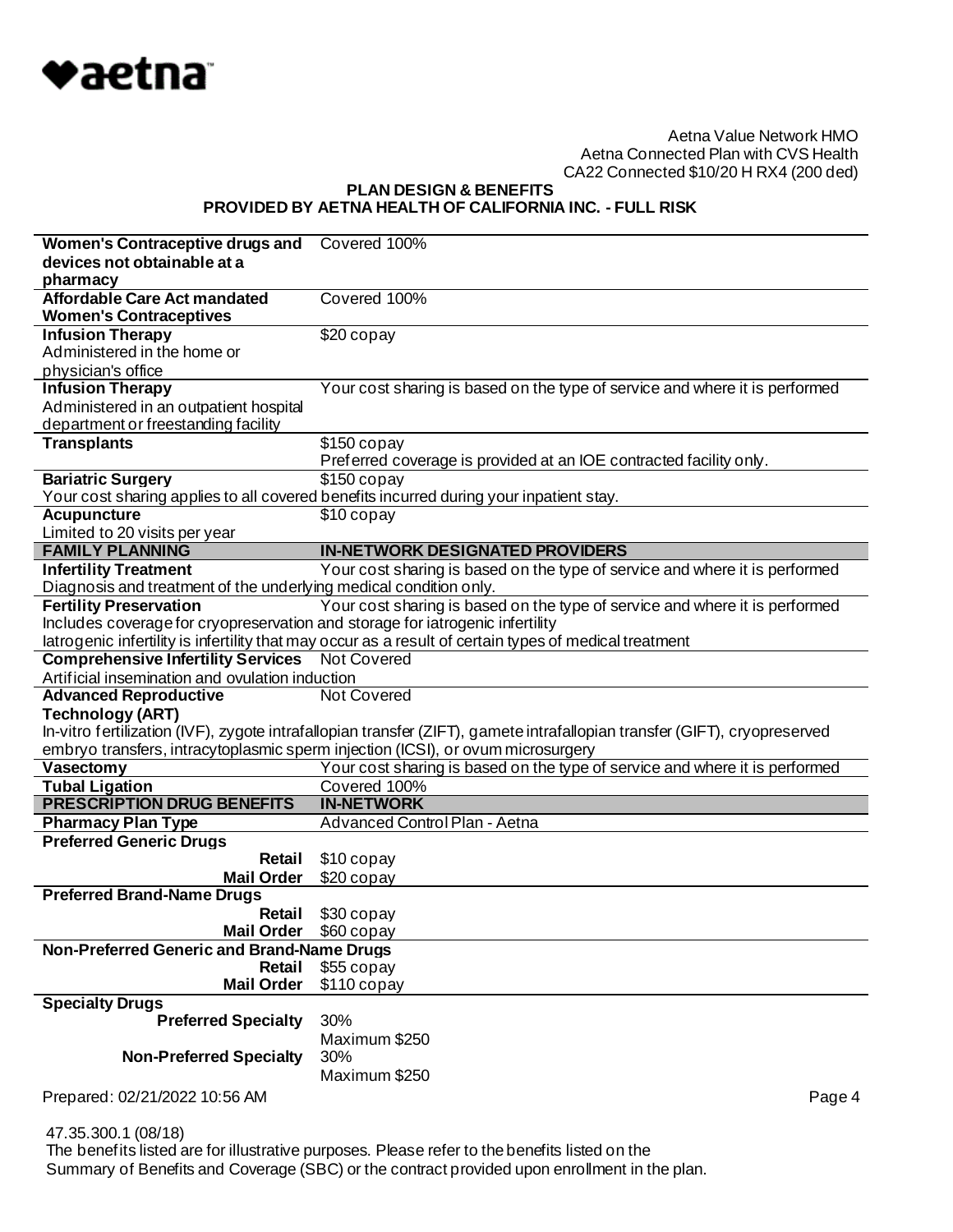| | |
|---|---|
| **Women's Contraceptive drugs and devices not obtainable at a pharmacy** | Covered 100% |
| **Affordable Care Act mandated Women's Contraceptives** | Covered 100% |
| **Infusion Therapy** Administered in the home or physician's office | $20 copay |
| **Infusion Therapy** Administered in an outpatient hospital department or freestanding facility | Your cost sharing is based on the type of service and where it is performed |
| **Transplants** | $150 copay<br>Preferred coverage is provided at an IOE contracted facility only. |
| **Bariatric Surgery** | $150 copay |
| Your cost sharing applies to all covered benefits incurred during your inpatient stay. | |
| **Acupuncture** Limited to 20 visits per year | $10 copay |
| **FAMILY PLANNING** | **IN-NETWORK DESIGNATED PROVIDERS** |
| **Infertility Treatment** | Your cost sharing is based on the type of service and where it is performed |
| Diagnosis and treatment of the underlying medical condition only. | |
| **Fertility Preservation** | Your cost sharing is based on the type of service and where it is performed |
| Includes coverage for cryopreservation and storage for iatrogenic infertility<br>Iatrogenic infertility is infertility that may occur as a result of certain types of medical treatment | |
| **Comprehensive Infertility Services** | Not Covered |
| Artificial insemination and ovulation induction | |
| **Advanced Reproductive Technology (ART)** | Not Covered |
| In-vitro fertilization (IVF), zygote intrafallopian transfer (ZIFT), gamete intrafallopian transfer (GIFT), cryopreserved embryo transfers, intracytoplasmic sperm injection (ICSI), or ovum microsurgery | |
| **Vasectomy** | Your cost sharing is based on the type of service and where it is performed |
| **Tubal Ligation** | Covered 100% |
| **PRESCRIPTION DRUG BENEFITS** | **IN-NETWORK** |
| **Pharmacy Plan Type** | Advanced Control Plan - Aetna |
| **Preferred Generic Drugs** | |
| **Retail** | $10 copay |
| **Mail Order** | $20 copay |
| **Preferred Brand-Name Drugs** | |
| **Retail** | $30 copay |
| **Mail Order** | $60 copay |
| **Non-Preferred Generic and Brand-Name Drugs** | |
| **Retail** | $55 copay |
| **Mail Order** | $110 copay |
| **Specialty Drugs** | |
| **Preferred Specialty** | 30%<br>Maximum $250 |
| **Non-Preferred Specialty** | 30%<br>Maximum $250 |

Prepared: 02/21/2022 10:56 AM

47.35.300.1 (08/18)
The benefits listed are for illustrative purposes. Please refer to the benefits listed on the Summary of Benefits and Coverage (SBC) or the contract provided upon enrollment in the plan.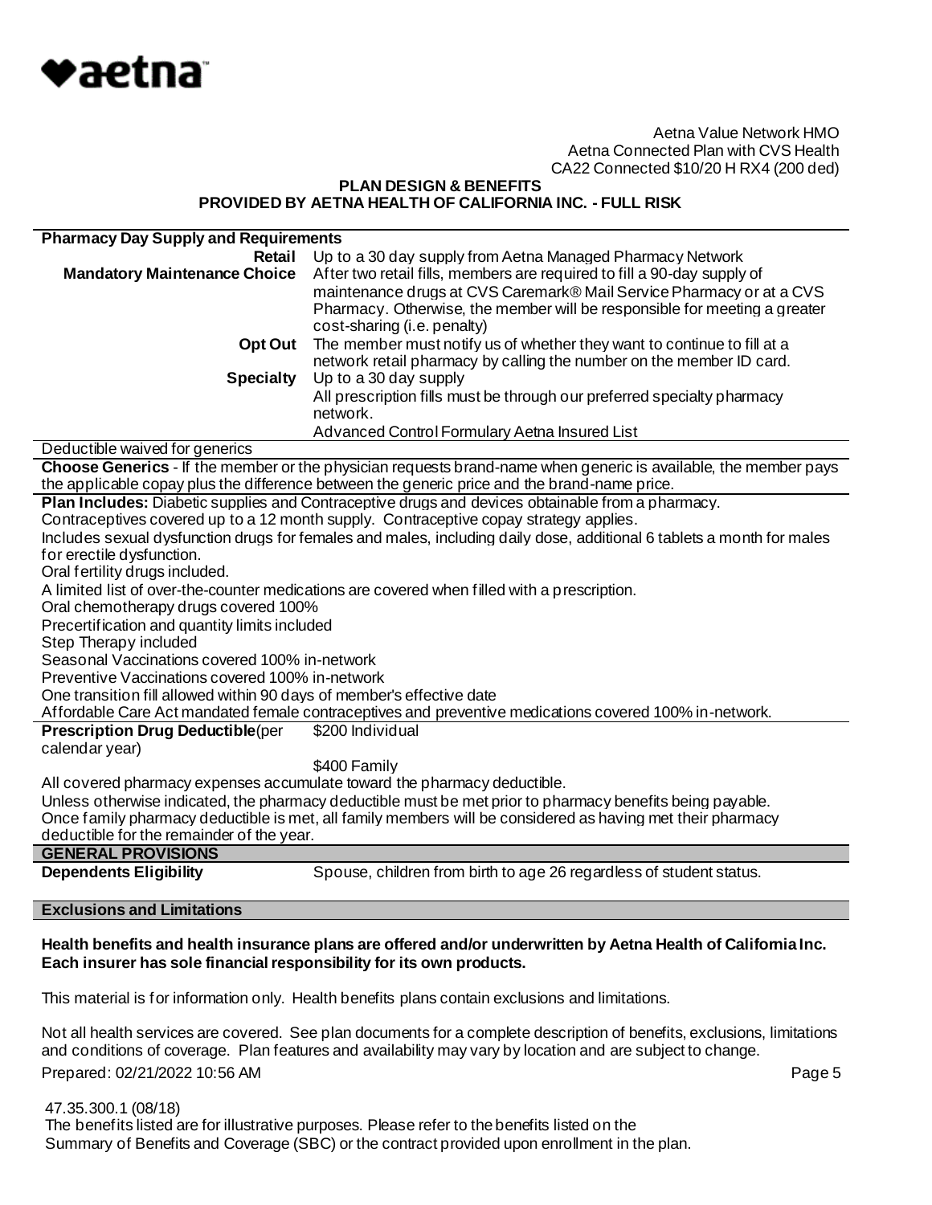Aetna Value Network HMO
Aetna Connected Plan with CVS Health
CA22 Connected $10/20 H RX4 (200 ded)

**PLAN DESIGN & BENEFITS**
**PROVIDED BY AETNA HEALTH OF CALIFORNIA INC. - FULL RISK**

| **Pharmacy Day Supply and Requirements** | |
|---|---|
| **Retail** | Up to a 30 day supply from Aetna Managed Pharmacy Network |
| **Mandatory Maintenance Choice** | After two retail fills, members are required to fill a 90-day supply of maintenance drugs at CVS Caremark® Mail Service Pharmacy or at a CVS Pharmacy. Otherwise, the member will be responsible for meeting a greater cost-sharing (i.e. penalty) |
| **Opt Out** | The member must notify us of whether they want to continue to fill at a network retail pharmacy by calling the number on the member ID card. |
| **Specialty** | Up to a 30 day supply<br>All prescription fills must be through our preferred specialty pharmacy network.<br>Advanced Control Formulary Aetna Insured List |

Deductible waived for generics

**Choose Generics** - If the member or the physician requests brand-name when generic is available, the member pays the applicable copay plus the difference between the generic price and the brand-name price.

**Plan Includes:** Diabetic supplies and Contraceptive drugs and devices obtainable from a pharmacy.
Contraceptives covered up to a 12 month supply. Contraceptive copay strategy applies.
Includes sexual dysfunction drugs for females and males, including daily dose, additional 6 tablets a month for males for erectile dysfunction.
Oral fertility drugs included.
A limited list of over-the-counter medications are covered when filled with a prescription.
Oral chemotherapy drugs covered 100%
Precertification and quantity limits included
Step Therapy included
Seasonal Vaccinations covered 100% in-network
Preventive Vaccinations covered 100% in-network
One transition fill allowed within 90 days of member's effective date
Affordable Care Act mandated female contraceptives and preventive medications covered 100% in-network.

| **Prescription Drug Deductible** (per calendar year) | $200 Individual<br>$400 Family |
|---|---|

All covered pharmacy expenses accumulate toward the pharmacy deductible.
Unless otherwise indicated, the pharmacy deductible must be met prior to pharmacy benefits being payable.
Once family pharmacy deductible is met, all family members will be considered as having met their pharmacy deductible for the remainder of the year.

## GENERAL PROVISIONS

| **Dependents Eligibility** | Spouse, children from birth to age 26 regardless of student status. |
|---|---|

## Exclusions and Limitations

**Health benefits and health insurance plans are offered and/or underwritten by Aetna Health of California Inc. Each insurer has sole financial responsibility for its own products.**

This material is for information only. Health benefits plans contain exclusions and limitations.

Not all health services are covered. See plan documents for a complete description of benefits, exclusions, limitations and conditions of coverage. Plan features and availability may vary by location and are subject to change.

Prepared: 02/21/2022 10:56 AM

47.35.300.1 (08/18)
The benefits listed are for illustrative purposes. Please refer to the benefits listed on the Summary of Benefits and Coverage (SBC) or the contract provided upon enrollment in the plan.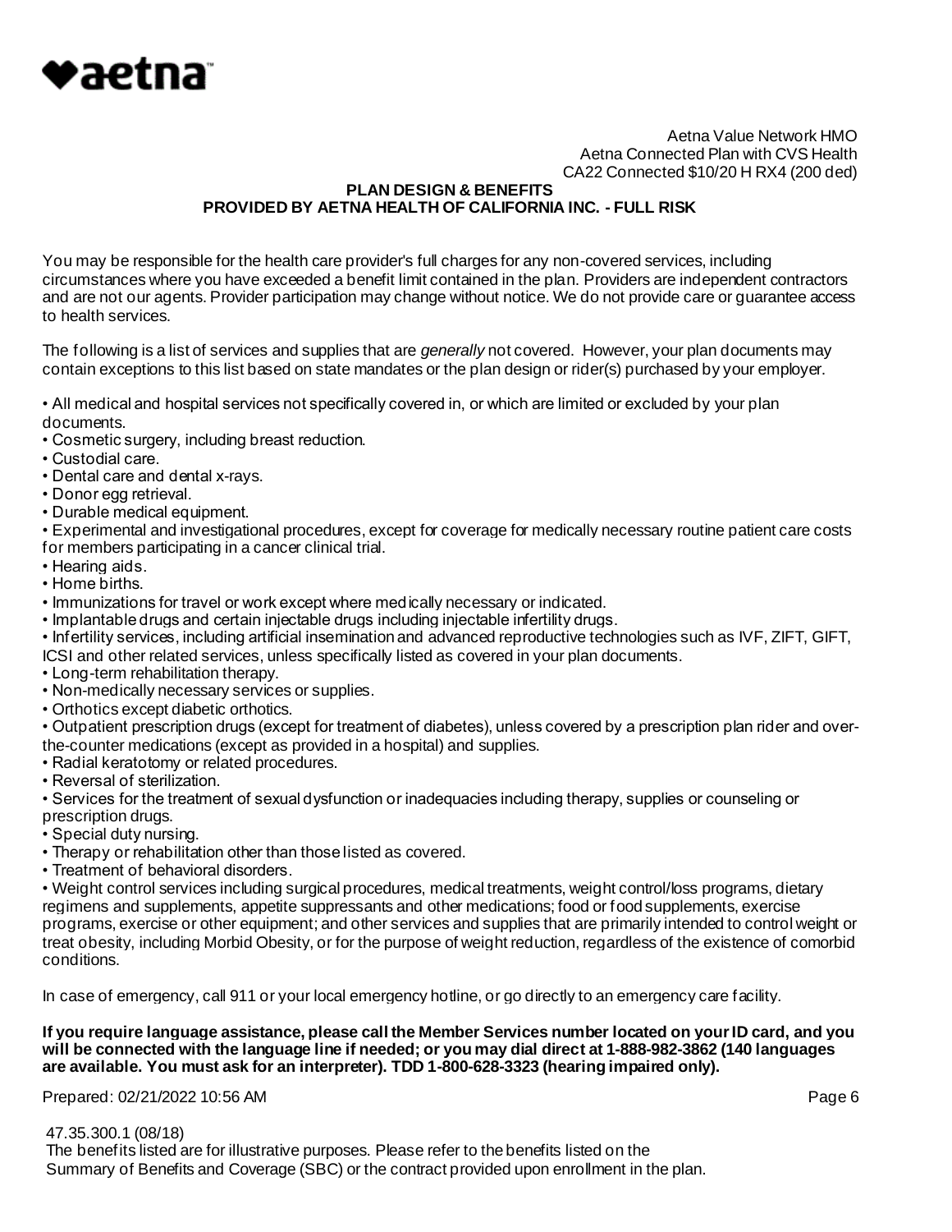Aetna Value Network HMO
Aetna Connected Plan with CVS Health
CA22 Connected $10/20 H RX4 (200 ded)

**PLAN DESIGN & BENEFITS**
**PROVIDED BY AETNA HEALTH OF CALIFORNIA INC. - FULL RISK**

You may be responsible for the health care provider's full charges for any non-covered services, including circumstances where you have exceeded a benefit limit contained in the plan. Providers are independent contractors and are not our agents. Provider participation may change without notice. We do not provide care or guarantee access to health services.

The following is a list of services and supplies that are *generally* not covered. However, your plan documents may contain exceptions to this list based on state mandates or the plan design or rider(s) purchased by your employer.

- All medical and hospital services not specifically covered in, or which are limited or excluded by your plan documents.
- Cosmetic surgery, including breast reduction.
- Custodial care.
- Dental care and dental x-rays.
- Donor egg retrieval.
- Durable medical equipment.
- Experimental and investigational procedures, except for coverage for medically necessary routine patient care costs for members participating in a cancer clinical trial.
- Hearing aids.
- Home births.
- Immunizations for travel or work except where medically necessary or indicated.
- Implantable drugs and certain injectable drugs including injectable infertility drugs.
- Infertility services, including artificial insemination and advanced reproductive technologies such as IVF, ZIFT, GIFT, ICSI and other related services, unless specifically listed as covered in your plan documents.
- Long-term rehabilitation therapy.
- Non-medically necessary services or supplies.
- Orthotics except diabetic orthotics.
- Outpatient prescription drugs (except for treatment of diabetes), unless covered by a prescription plan rider and over-the-counter medications (except as provided in a hospital) and supplies.
- Radial keratotomy or related procedures.
- Reversal of sterilization.
- Services for the treatment of sexual dysfunction or inadequacies including therapy, supplies or counseling or prescription drugs.
- Special duty nursing.
- Therapy or rehabilitation other than those listed as covered.
- Treatment of behavioral disorders.
- Weight control services including surgical procedures, medical treatments, weight control/loss programs, dietary regimens and supplements, appetite suppressants and other medications; food or food supplements, exercise programs, exercise or other equipment; and other services and supplies that are primarily intended to control weight or treat obesity, including Morbid Obesity, or for the purpose of weight reduction, regardless of the existence of comorbid conditions.

In case of emergency, call 911 or your local emergency hotline, or go directly to an emergency care facility.

**If you require language assistance, please call the Member Services number located on your ID card, and you will be connected with the language line if needed; or you may dial direct at 1-888-982-3862 (140 languages are available. You must ask for an interpreter). TDD 1-800-628-3323 (hearing impaired only).**

Prepared: 02/21/2022 10:56 AM

47.35.300.1 (08/18)
The benefits listed are for illustrative purposes. Please refer to the benefits listed on the Summary of Benefits and Coverage (SBC) or the contract provided upon enrollment in the plan.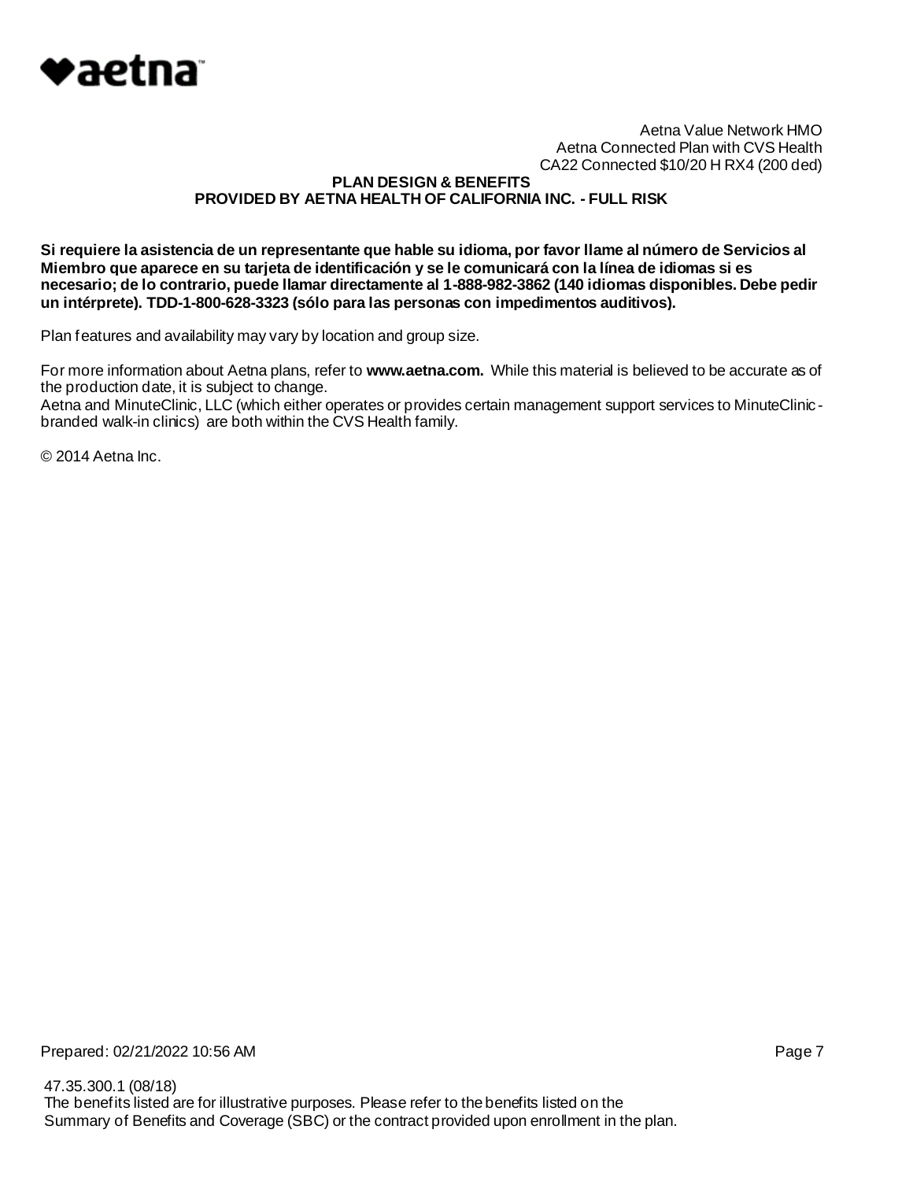Aetna Value Network HMO
Aetna Connected Plan with CVS Health
CA22 Connected $10/20 H RX4 (200 ded)

**PLAN DESIGN & BENEFITS**
**PROVIDED BY AETNA HEALTH OF CALIFORNIA INC. - FULL RISK**

**Si requiere la asistencia de un representante que hable su idioma, por favor llame al número de Servicios al Miembro que aparece en su tarjeta de identificación y se le comunicará con la línea de idiomas si es necesario; de lo contrario, puede llamar directamente al 1-888-982-3862 (140 idiomas disponibles. Debe pedir un intérprete). TDD-1-800-628-3323 (sólo para las personas con impedimentos auditivos).**

Plan features and availability may vary by location and group size.

For more information about Aetna plans, refer to **www.aetna.com.** While this material is believed to be accurate as of the production date, it is subject to change.
Aetna and MinuteClinic, LLC (which either operates or provides certain management support services to MinuteClinic-branded walk-in clinics) are both within the CVS Health family.

© 2014 Aetna Inc.

Prepared: 02/21/2022 10:56 AM

47.35.300.1 (08/18)
The benefits listed are for illustrative purposes. Please refer to the benefits listed on the Summary of Benefits and Coverage (SBC) or the contract provided upon enrollment in the plan.